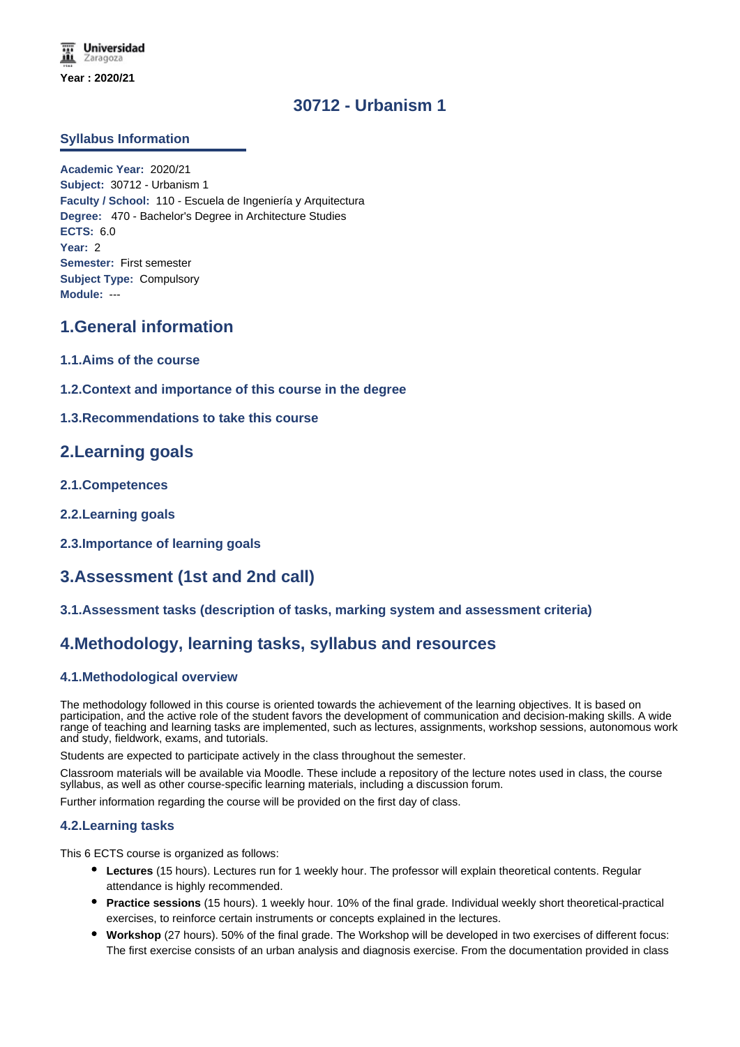Universidad Zaragoza

**Year : 2020/21**

# 30712 - Urbanism 1

## Syllabus Information

**Academic Year:** 2020/21
**Subject:** 30712 - Urbanism 1
**Faculty / School:** 110 - Escuela de Ingeniería y Arquitectura
**Degree:** 470 - Bachelor's Degree in Architecture Studies
**ECTS:** 6.0
**Year:** 2
**Semester:** First semester
**Subject Type:** Compulsory
**Module:** ---

## 1.General information

### 1.1.Aims of the course

### 1.2.Context and importance of this course in the degree

### 1.3.Recommendations to take this course

## 2.Learning goals

### 2.1.Competences

### 2.2.Learning goals

### 2.3.Importance of learning goals

## 3.Assessment (1st and 2nd call)

### 3.1.Assessment tasks (description of tasks, marking system and assessment criteria)

## 4.Methodology, learning tasks, syllabus and resources

### 4.1.Methodological overview

The methodology followed in this course is oriented towards the achievement of the learning objectives. It is based on participation, and the active role of the student favors the development of communication and decision-making skills. A wide range of teaching and learning tasks are implemented, such as lectures, assignments, workshop sessions, autonomous work and study, fieldwork, exams, and tutorials.

Students are expected to participate actively in the class throughout the semester.

Classroom materials will be available via Moodle. These include a repository of the lecture notes used in class, the course syllabus, as well as other course-specific learning materials, including a discussion forum.

Further information regarding the course will be provided on the first day of class.

### 4.2.Learning tasks

This 6 ECTS course is organized as follows:

- **Lectures** (15 hours). Lectures run for 1 weekly hour. The professor will explain theoretical contents. Regular attendance is highly recommended.
- **Practice sessions** (15 hours). 1 weekly hour. 10% of the final grade. Individual weekly short theoretical-practical exercises, to reinforce certain instruments or concepts explained in the lectures.
- **Workshop** (27 hours). 50% of the final grade. The Workshop will be developed in two exercises of different focus: The first exercise consists of an urban analysis and diagnosis exercise. From the documentation provided in class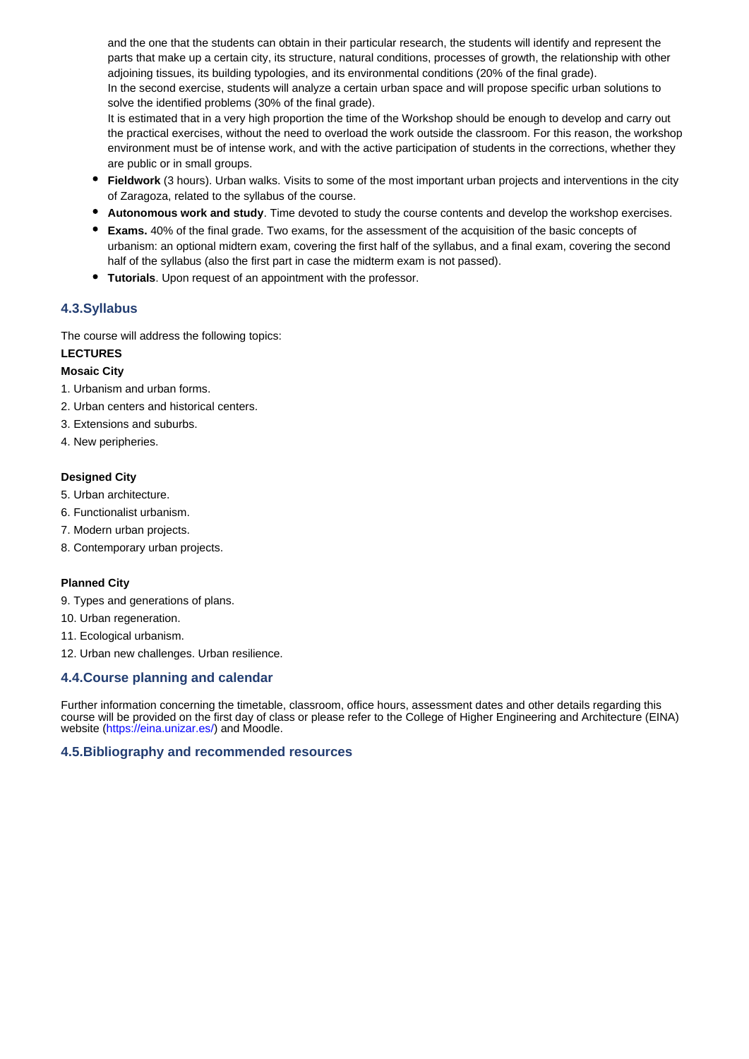and the one that the students can obtain in their particular research, the students will identify and represent the parts that make up a certain city, its structure, natural conditions, processes of growth, the relationship with other adjoining tissues, its building typologies, and its environmental conditions (20% of the final grade).
In the second exercise, students will analyze a certain urban space and will propose specific urban solutions to solve the identified problems (30% of the final grade).
It is estimated that in a very high proportion the time of the Workshop should be enough to develop and carry out the practical exercises, without the need to overload the work outside the classroom. For this reason, the workshop environment must be of intense work, and with the active participation of students in the corrections, whether they are public or in small groups.

- **Fieldwork** (3 hours). Urban walks. Visits to some of the most important urban projects and interventions in the city of Zaragoza, related to the syllabus of the course.
- **Autonomous work and study**. Time devoted to study the course contents and develop the workshop exercises.
- **Exams.** 40% of the final grade. Two exams, for the assessment of the acquisition of the basic concepts of urbanism: an optional midtern exam, covering the first half of the syllabus, and a final exam, covering the second half of the syllabus (also the first part in case the midterm exam is not passed).
- **Tutorials**. Upon request of an appointment with the professor.

## 4.3.Syllabus

The course will address the following topics:

**LECTURES**

**Mosaic City**

1. Urbanism and urban forms.
2. Urban centers and historical centers.
3. Extensions and suburbs.
4. New peripheries.

**Designed City**

5. Urban architecture.
6. Functionalist urbanism.
7. Modern urban projects.
8. Contemporary urban projects.

**Planned City**

9. Types and generations of plans.
10. Urban regeneration.
11. Ecological urbanism.
12. Urban new challenges. Urban resilience.

## 4.4.Course planning and calendar

Further information concerning the timetable, classroom, office hours, assessment dates and other details regarding this course will be provided on the first day of class or please refer to the College of Higher Engineering and Architecture (EINA) website (https://eina.unizar.es/) and Moodle.

## 4.5.Bibliography and recommended resources